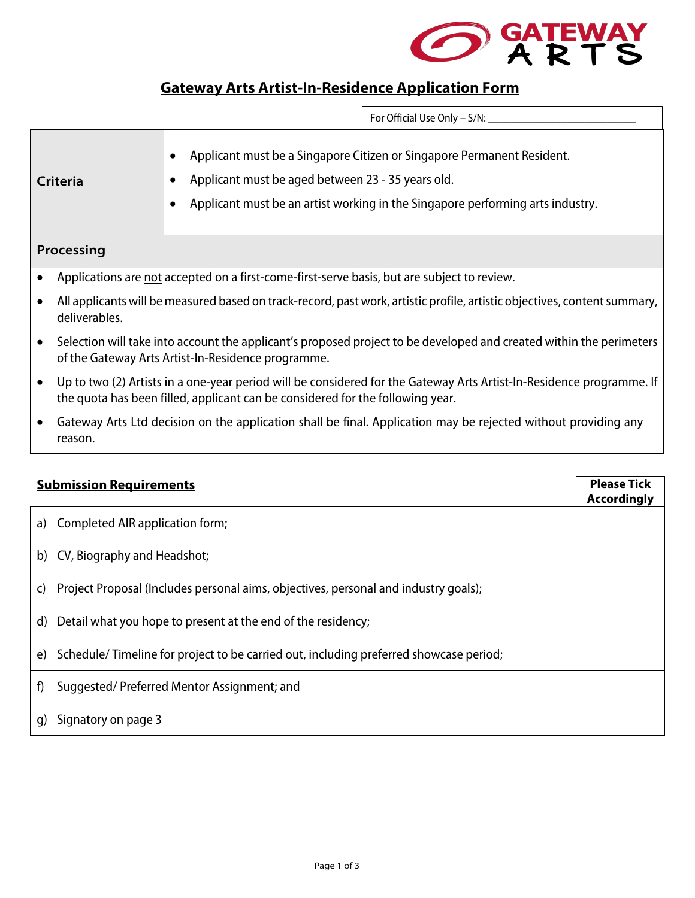GATEWAY ARTS

# Gateway Arts Artist-In-Residence Application Form

For Official Use Only – S/N: ___________________________

| | |
|---|---|
| **Criteria** | • Applicant must be a Singapore Citizen or Singapore Permanent Resident.<br>• Applicant must be aged between 23 - 35 years old.<br>• Applicant must be an artist working in the Singapore performing arts industry. |

## Processing

- Applications are not accepted on a first-come-first-serve basis, but are subject to review.
- All applicants will be measured based on track-record, past work, artistic profile, artistic objectives, content summary, deliverables.
- Selection will take into account the applicant's proposed project to be developed and created within the perimeters of the Gateway Arts Artist-In-Residence programme.
- Up to two (2) Artists in a one-year period will be considered for the Gateway Arts Artist-In-Residence programme. If the quota has been filled, applicant can be considered for the following year.
- Gateway Arts Ltd decision on the application shall be final. Application may be rejected without providing any reason.

| **Submission Requirements** | **Please Tick Accordingly** |
|---|---|
| a) Completed AIR application form; | |
| b) CV, Biography and Headshot; | |
| c) Project Proposal (Includes personal aims, objectives, personal and industry goals); | |
| d) Detail what you hope to present at the end of the residency; | |
| e) Schedule/ Timeline for project to be carried out, including preferred showcase period; | |
| f) Suggested/ Preferred Mentor Assignment; and | |
| g) Signatory on page 3 | |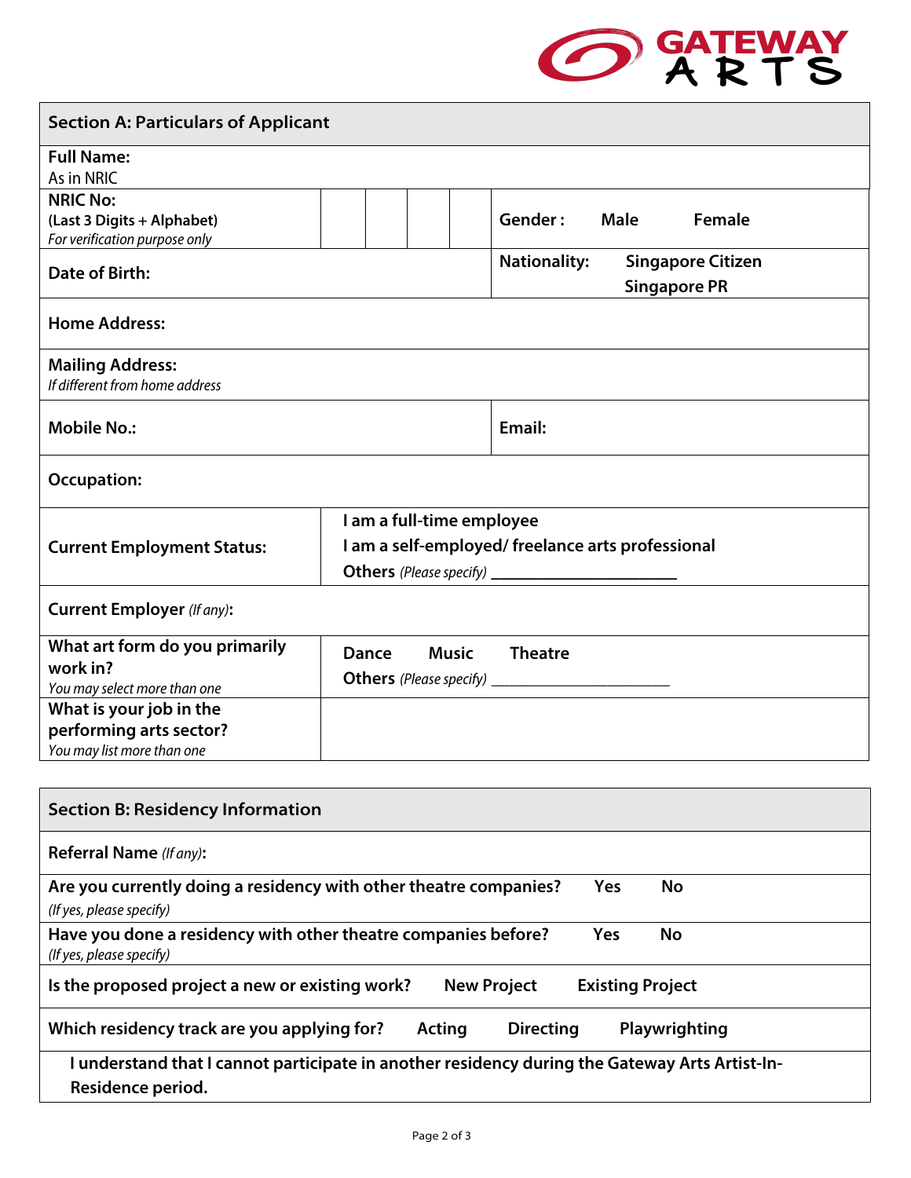| **Section A: Particulars of Applicant** | | | | | |
|---|---|---|---|---|---|
| **Full Name:** As in NRIC | | | | | |
| **NRIC No:** **(Last 3 Digits + Alphabet)** *For verification purpose only* | | | | | **Gender :** **Male** **Female** |
| **Date of Birth:** | | | | | **Nationality:** **Singapore Citizen** **Singapore PR** |
| **Home Address:** | | | | | |
| **Mailing Address:** *If different from home address* | | | | | |
| **Mobile No.:** | | | | | **Email:** |
| **Occupation:** | | | | | |
| **Current Employment Status:** | **I am a full-time employee** **I am a self-employed/ freelance arts professional** **Others** *(Please specify)* ____________________ | | | | |
| **Current Employer** *(If any)*: | | | | | |
| **What art form do you primarily work in?** *You may select more than one* | **Dance** **Music** **Theatre** **Others** *(Please specify)* ____________________ | | | | |
| **What is your job in the performing arts sector?** *You may list more than one* | | | | | |

| **Section B: Residency Information** |
|---|
| **Referral Name** *(If any)*: |
| **Are you currently doing a residency with other theatre companies?** **Yes** **No** *(If yes, please specify)* |
| **Have you done a residency with other theatre companies before?** **Yes** **No** *(If yes, please specify)* |
| **Is the proposed project a new or existing work?** **New Project** **Existing Project** |
| **Which residency track are you applying for?** **Acting** **Directing** **Playwrighting** |
| **I understand that I cannot participate in another residency during the Gateway Arts Artist-In-Residence period.** |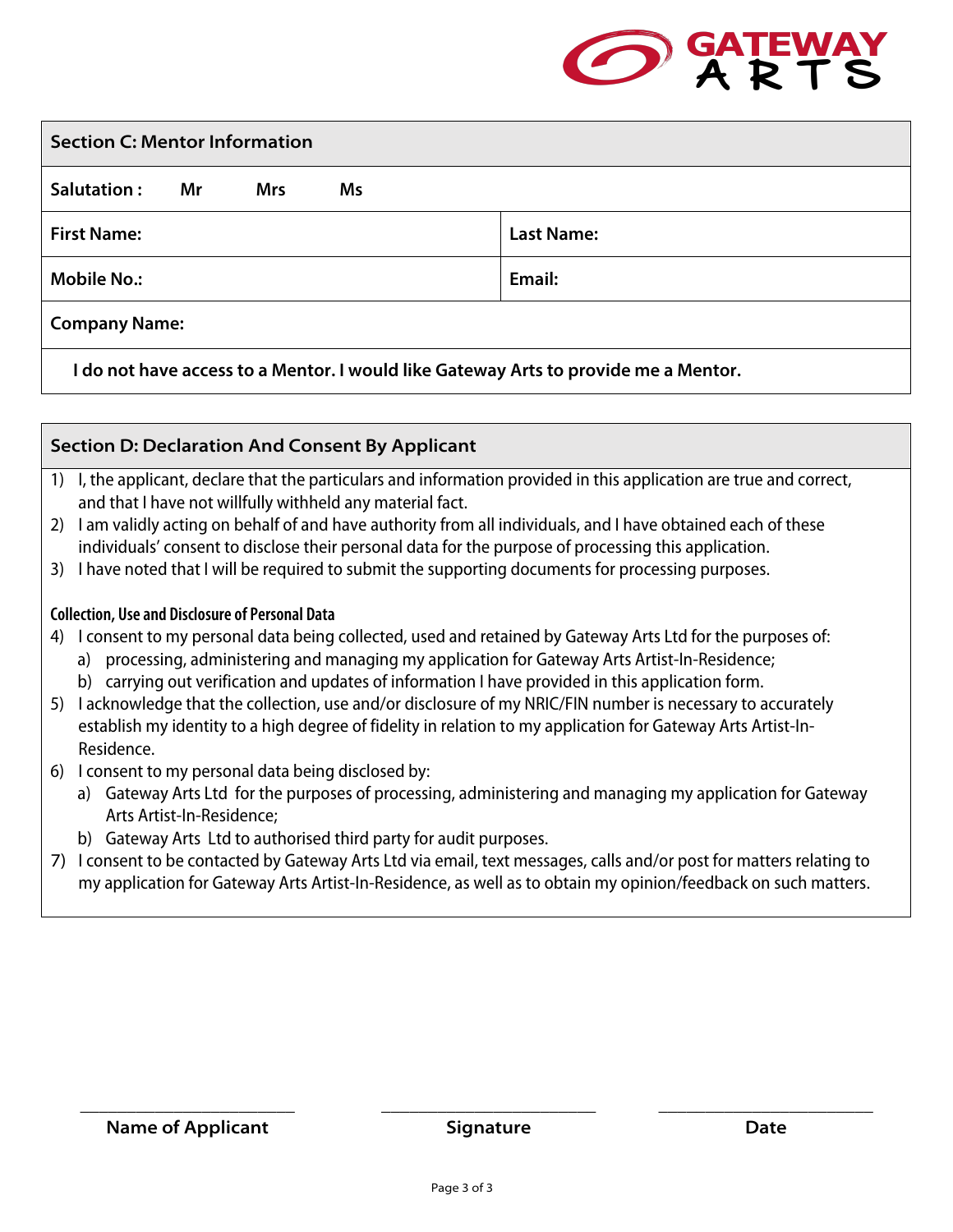## Section C: Mentor Information

| | |
|---|---|
| **Salutation :** Mr Mrs Ms | |
| **First Name:** | **Last Name:** |
| **Mobile No.:** | **Email:** |
| **Company Name:** | |
| **I do not have access to a Mentor. I would like Gateway Arts to provide me a Mentor.** | |

## Section D: Declaration And Consent By Applicant

1) I, the applicant, declare that the particulars and information provided in this application are true and correct, and that I have not willfully withheld any material fact.
2) I am validly acting on behalf of and have authority from all individuals, and I have obtained each of these individuals' consent to disclose their personal data for the purpose of processing this application.
3) I have noted that I will be required to submit the supporting documents for processing purposes.

**Collection, Use and Disclosure of Personal Data**

4) I consent to my personal data being collected, used and retained by Gateway Arts Ltd for the purposes of:
   a) processing, administering and managing my application for Gateway Arts Artist-In-Residence;
   b) carrying out verification and updates of information I have provided in this application form.
5) I acknowledge that the collection, use and/or disclosure of my NRIC/FIN number is necessary to accurately establish my identity to a high degree of fidelity in relation to my application for Gateway Arts Artist-In-Residence.
6) I consent to my personal data being disclosed by:
   a) Gateway Arts Ltd for the purposes of processing, administering and managing my application for Gateway Arts Artist-In-Residence;
   b) Gateway Arts Ltd to authorised third party for audit purposes.
7) I consent to be contacted by Gateway Arts Ltd via email, text messages, calls and/or post for matters relating to my application for Gateway Arts Artist-In-Residence, as well as to obtain my opinion/feedback on such matters.

| | | |
|---|---|---|
| ______________________ | ______________________ | ______________________ |
| **Name of Applicant** | **Signature** | **Date** |